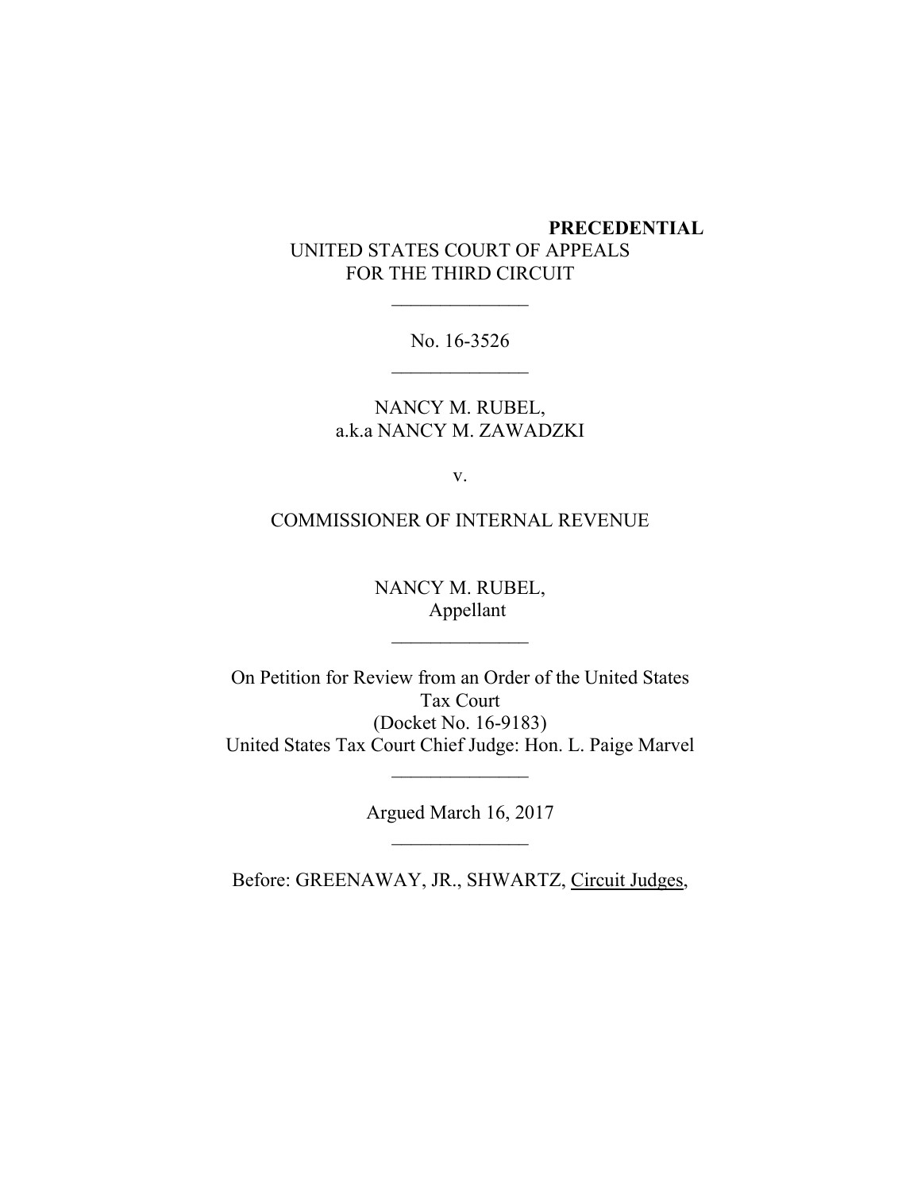**PRECEDENTIAL**

UNITED STATES COURT OF APPEALS
FOR THE THIRD CIRCUIT

\_\_\_\_\_\_\_\_\_\_\_\_\_\_

No. 16-3526

\_\_\_\_\_\_\_\_\_\_\_\_\_\_

NANCY M. RUBEL,
a.k.a NANCY M. ZAWADZKI

v.

COMMISSIONER OF INTERNAL REVENUE

NANCY M. RUBEL,
Appellant

\_\_\_\_\_\_\_\_\_\_\_\_\_\_

On Petition for Review from an Order of the United States Tax Court
(Docket No. 16-9183)
United States Tax Court Chief Judge: Hon. L. Paige Marvel

\_\_\_\_\_\_\_\_\_\_\_\_\_\_

Argued March 16, 2017

\_\_\_\_\_\_\_\_\_\_\_\_\_\_

Before: GREENAWAY, JR., SHWARTZ, Circuit Judges,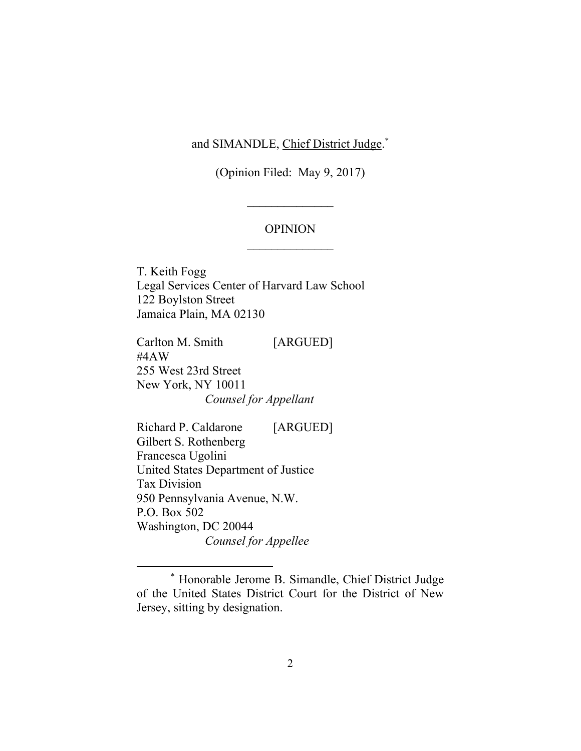and SIMANDLE, Chief District Judge.*

(Opinion Filed: May 9, 2017)

______________

OPINION

______________

T. Keith Fogg
Legal Services Center of Harvard Law School
122 Boylston Street
Jamaica Plain, MA 02130

Carlton M. Smith [ARGUED]
#4AW
255 West 23rd Street
New York, NY 10011
*Counsel for Appellant*

Richard P. Caldarone [ARGUED]
Gilbert S. Rothenberg
Francesca Ugolini
United States Department of Justice
Tax Division
950 Pennsylvania Avenue, N.W.
P.O. Box 502
Washington, DC 20044
*Counsel for Appellee*

---

* Honorable Jerome B. Simandle, Chief District Judge of the United States District Court for the District of New Jersey, sitting by designation.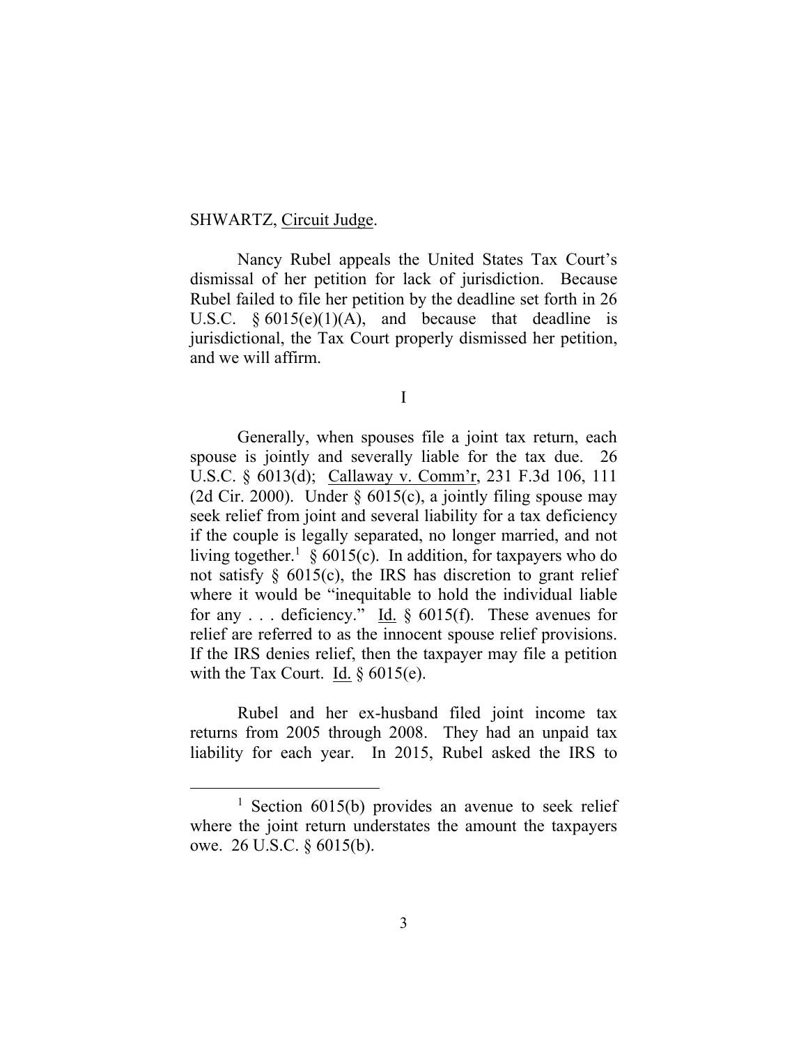SHWARTZ, Circuit Judge.

Nancy Rubel appeals the United States Tax Court's dismissal of her petition for lack of jurisdiction. Because Rubel failed to file her petition by the deadline set forth in 26 U.S.C. § 6015(e)(1)(A), and because that deadline is jurisdictional, the Tax Court properly dismissed her petition, and we will affirm.

I

Generally, when spouses file a joint tax return, each spouse is jointly and severally liable for the tax due. 26 U.S.C. § 6013(d); Callaway v. Comm'r, 231 F.3d 106, 111 (2d Cir. 2000). Under § 6015(c), a jointly filing spouse may seek relief from joint and several liability for a tax deficiency if the couple is legally separated, no longer married, and not living together.[1] § 6015(c). In addition, for taxpayers who do not satisfy § 6015(c), the IRS has discretion to grant relief where it would be "inequitable to hold the individual liable for any . . . deficiency." Id. § 6015(f). These avenues for relief are referred to as the innocent spouse relief provisions. If the IRS denies relief, then the taxpayer may file a petition with the Tax Court. Id. § 6015(e).

Rubel and her ex-husband filed joint income tax returns from 2005 through 2008. They had an unpaid tax liability for each year. In 2015, Rubel asked the IRS to

[1] Section 6015(b) provides an avenue to seek relief where the joint return understates the amount the taxpayers owe. 26 U.S.C. § 6015(b).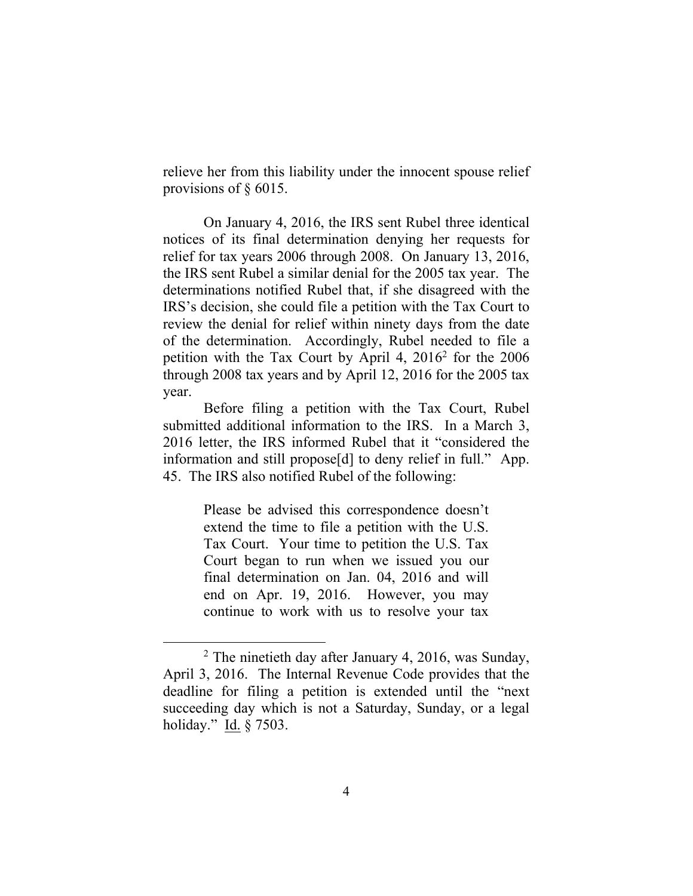relieve her from this liability under the innocent spouse relief provisions of § 6015.

On January 4, 2016, the IRS sent Rubel three identical notices of its final determination denying her requests for relief for tax years 2006 through 2008. On January 13, 2016, the IRS sent Rubel a similar denial for the 2005 tax year. The determinations notified Rubel that, if she disagreed with the IRS's decision, she could file a petition with the Tax Court to review the denial for relief within ninety days from the date of the determination. Accordingly, Rubel needed to file a petition with the Tax Court by April 4, 2016[2] for the 2006 through 2008 tax years and by April 12, 2016 for the 2005 tax year.

Before filing a petition with the Tax Court, Rubel submitted additional information to the IRS. In a March 3, 2016 letter, the IRS informed Rubel that it "considered the information and still propose[d] to deny relief in full." App. 45. The IRS also notified Rubel of the following:

> Please be advised this correspondence doesn't extend the time to file a petition with the U.S. Tax Court. Your time to petition the U.S. Tax Court began to run when we issued you our final determination on Jan. 04, 2016 and will end on Apr. 19, 2016. However, you may continue to work with us to resolve your tax

---

[2] The ninetieth day after January 4, 2016, was Sunday, April 3, 2016. The Internal Revenue Code provides that the deadline for filing a petition is extended until the "next succeeding day which is not a Saturday, Sunday, or a legal holiday." Id. § 7503.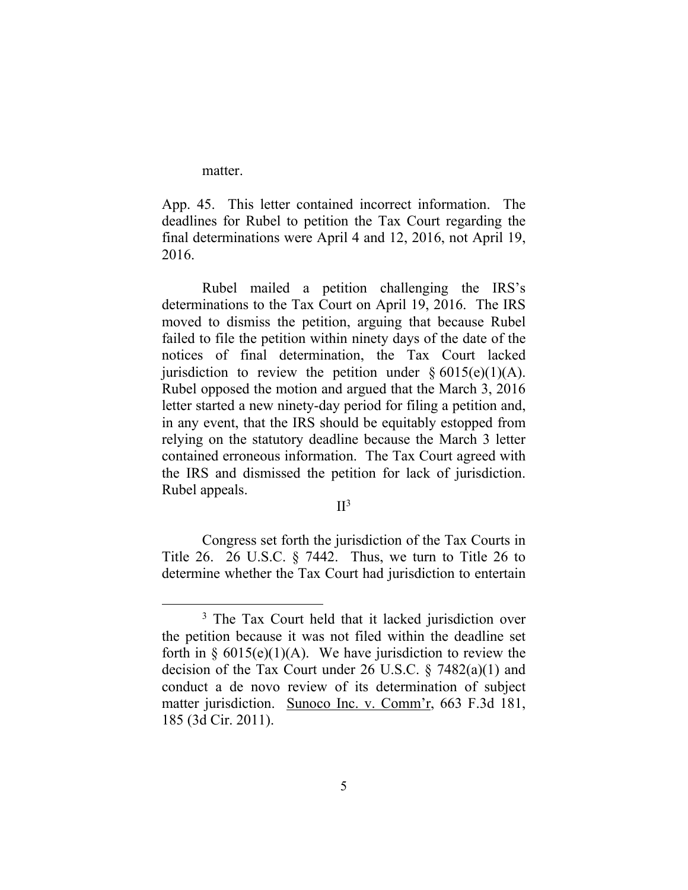matter.

App. 45. This letter contained incorrect information. The deadlines for Rubel to petition the Tax Court regarding the final determinations were April 4 and 12, 2016, not April 19, 2016.

Rubel mailed a petition challenging the IRS's determinations to the Tax Court on April 19, 2016. The IRS moved to dismiss the petition, arguing that because Rubel failed to file the petition within ninety days of the date of the notices of final determination, the Tax Court lacked jurisdiction to review the petition under § 6015(e)(1)(A). Rubel opposed the motion and argued that the March 3, 2016 letter started a new ninety-day period for filing a petition and, in any event, that the IRS should be equitably estopped from relying on the statutory deadline because the March 3 letter contained erroneous information. The Tax Court agreed with the IRS and dismissed the petition for lack of jurisdiction. Rubel appeals.

## II[3]

Congress set forth the jurisdiction of the Tax Courts in Title 26. 26 U.S.C. § 7442. Thus, we turn to Title 26 to determine whether the Tax Court had jurisdiction to entertain

[3] The Tax Court held that it lacked jurisdiction over the petition because it was not filed within the deadline set forth in § 6015(e)(1)(A). We have jurisdiction to review the decision of the Tax Court under 26 U.S.C. § 7482(a)(1) and conduct a de novo review of its determination of subject matter jurisdiction. Sunoco Inc. v. Comm'r, 663 F.3d 181, 185 (3d Cir. 2011).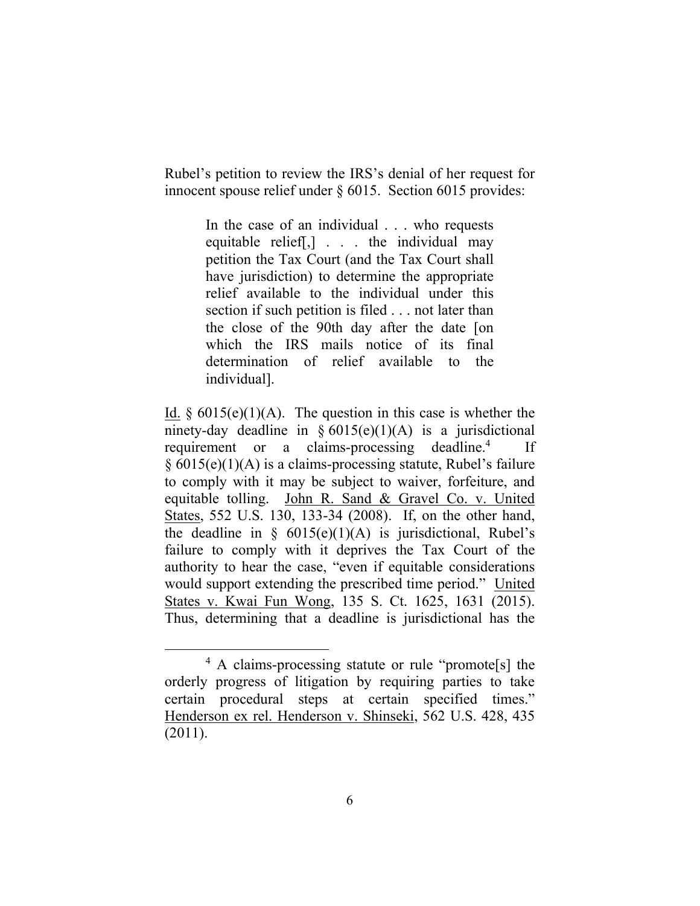Rubel's petition to review the IRS's denial of her request for innocent spouse relief under § 6015. Section 6015 provides:

> In the case of an individual . . . who requests equitable relief[,] . . . the individual may petition the Tax Court (and the Tax Court shall have jurisdiction) to determine the appropriate relief available to the individual under this section if such petition is filed . . . not later than the close of the 90th day after the date [on which the IRS mails notice of its final determination of relief available to the individual].

Id. § 6015(e)(1)(A). The question in this case is whether the ninety-day deadline in § 6015(e)(1)(A) is a jurisdictional requirement or a claims-processing deadline.[4] If § 6015(e)(1)(A) is a claims-processing statute, Rubel's failure to comply with it may be subject to waiver, forfeiture, and equitable tolling. John R. Sand & Gravel Co. v. United States, 552 U.S. 130, 133-34 (2008). If, on the other hand, the deadline in § 6015(e)(1)(A) is jurisdictional, Rubel's failure to comply with it deprives the Tax Court of the authority to hear the case, "even if equitable considerations would support extending the prescribed time period." United States v. Kwai Fun Wong, 135 S. Ct. 1625, 1631 (2015). Thus, determining that a deadline is jurisdictional has the

[4] A claims-processing statute or rule "promote[s] the orderly progress of litigation by requiring parties to take certain procedural steps at certain specified times." Henderson ex rel. Henderson v. Shinseki, 562 U.S. 428, 435 (2011).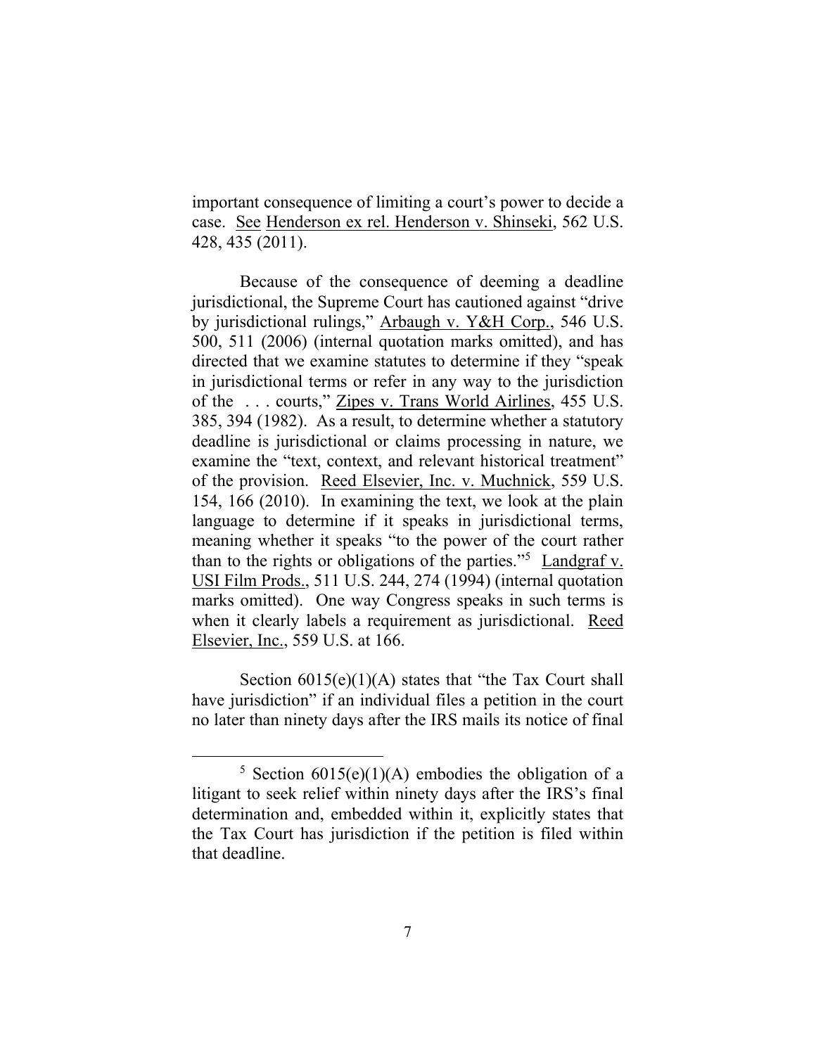important consequence of limiting a court's power to decide a case. See Henderson ex rel. Henderson v. Shinseki, 562 U.S. 428, 435 (2011).

Because of the consequence of deeming a deadline jurisdictional, the Supreme Court has cautioned against "drive by jurisdictional rulings," Arbaugh v. Y&H Corp., 546 U.S. 500, 511 (2006) (internal quotation marks omitted), and has directed that we examine statutes to determine if they "speak in jurisdictional terms or refer in any way to the jurisdiction of the . . . courts," Zipes v. Trans World Airlines, 455 U.S. 385, 394 (1982). As a result, to determine whether a statutory deadline is jurisdictional or claims processing in nature, we examine the "text, context, and relevant historical treatment" of the provision. Reed Elsevier, Inc. v. Muchnick, 559 U.S. 154, 166 (2010). In examining the text, we look at the plain language to determine if it speaks in jurisdictional terms, meaning whether it speaks "to the power of the court rather than to the rights or obligations of the parties."[5] Landgraf v. USI Film Prods., 511 U.S. 244, 274 (1994) (internal quotation marks omitted). One way Congress speaks in such terms is when it clearly labels a requirement as jurisdictional. Reed Elsevier, Inc., 559 U.S. at 166.

Section 6015(e)(1)(A) states that "the Tax Court shall have jurisdiction" if an individual files a petition in the court no later than ninety days after the IRS mails its notice of final

---

[5] Section 6015(e)(1)(A) embodies the obligation of a litigant to seek relief within ninety days after the IRS's final determination and, embedded within it, explicitly states that the Tax Court has jurisdiction if the petition is filed within that deadline.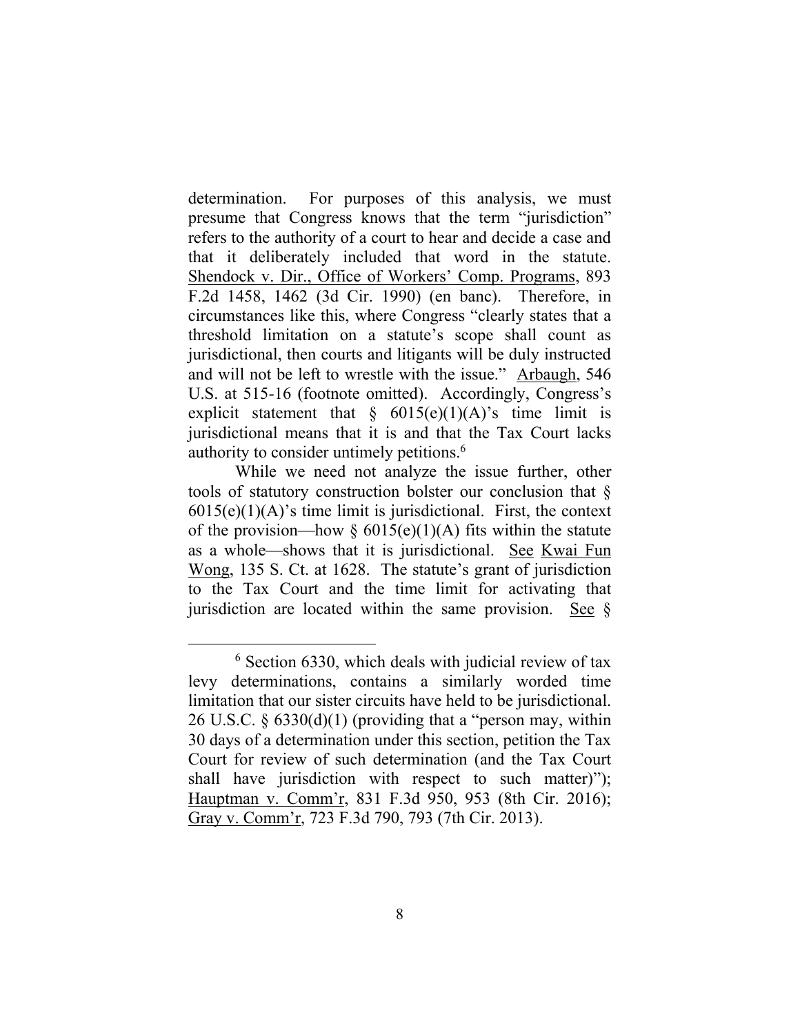determination. For purposes of this analysis, we must presume that Congress knows that the term "jurisdiction" refers to the authority of a court to hear and decide a case and that it deliberately included that word in the statute. Shendock v. Dir., Office of Workers' Comp. Programs, 893 F.2d 1458, 1462 (3d Cir. 1990) (en banc). Therefore, in circumstances like this, where Congress "clearly states that a threshold limitation on a statute's scope shall count as jurisdictional, then courts and litigants will be duly instructed and will not be left to wrestle with the issue." Arbaugh, 546 U.S. at 515-16 (footnote omitted). Accordingly, Congress's explicit statement that § 6015(e)(1)(A)'s time limit is jurisdictional means that it is and that the Tax Court lacks authority to consider untimely petitions.[6]

While we need not analyze the issue further, other tools of statutory construction bolster our conclusion that § 6015(e)(1)(A)'s time limit is jurisdictional. First, the context of the provision—how § 6015(e)(1)(A) fits within the statute as a whole—shows that it is jurisdictional. See Kwai Fun Wong, 135 S. Ct. at 1628. The statute's grant of jurisdiction to the Tax Court and the time limit for activating that jurisdiction are located within the same provision. See §

[6] Section 6330, which deals with judicial review of tax levy determinations, contains a similarly worded time limitation that our sister circuits have held to be jurisdictional. 26 U.S.C. § 6330(d)(1) (providing that a "person may, within 30 days of a determination under this section, petition the Tax Court for review of such determination (and the Tax Court shall have jurisdiction with respect to such matter)"); Hauptman v. Comm'r, 831 F.3d 950, 953 (8th Cir. 2016); Gray v. Comm'r, 723 F.3d 790, 793 (7th Cir. 2013).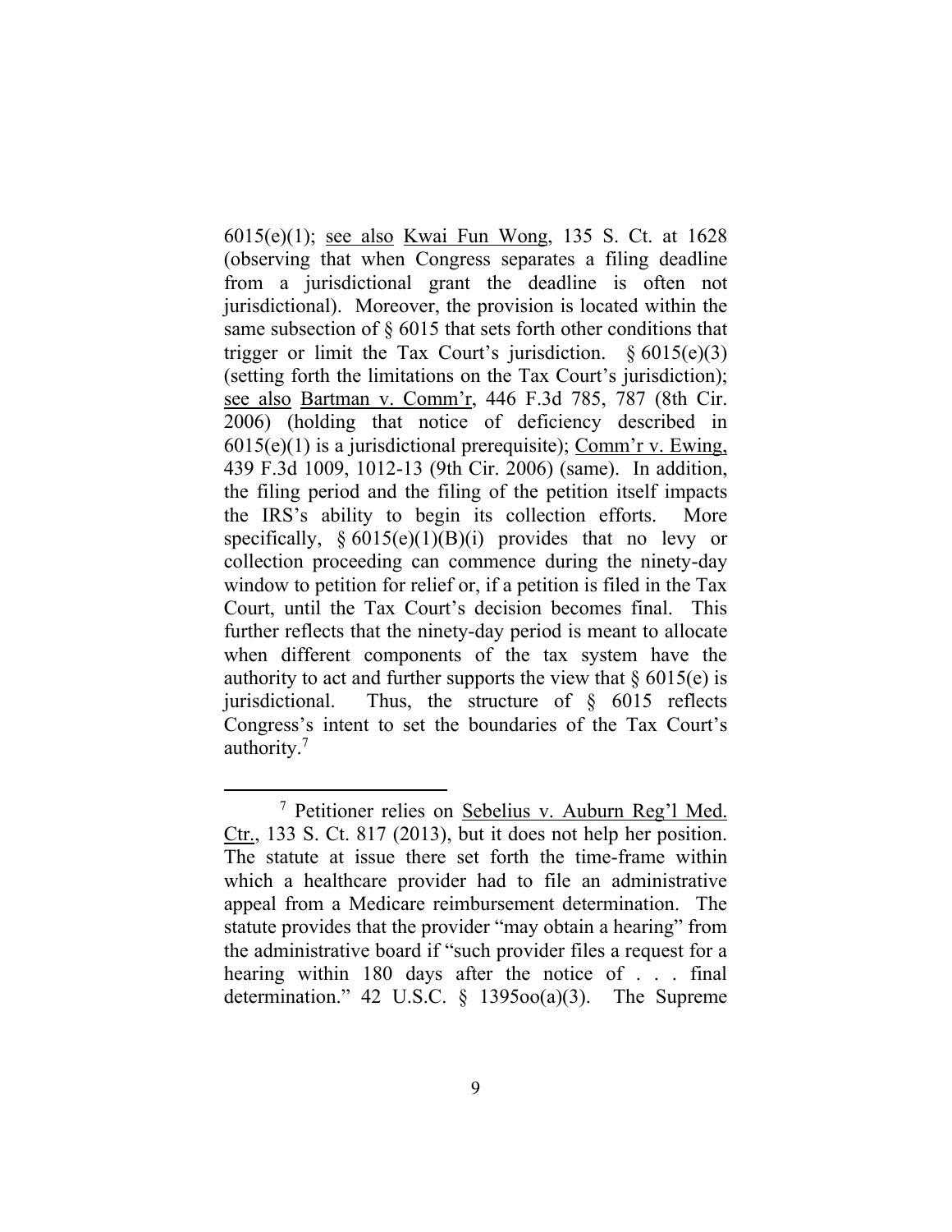6015(e)(1); see also Kwai Fun Wong, 135 S. Ct. at 1628 (observing that when Congress separates a filing deadline from a jurisdictional grant the deadline is often not jurisdictional). Moreover, the provision is located within the same subsection of § 6015 that sets forth other conditions that trigger or limit the Tax Court's jurisdiction. § 6015(e)(3) (setting forth the limitations on the Tax Court's jurisdiction); see also Bartman v. Comm'r, 446 F.3d 785, 787 (8th Cir. 2006) (holding that notice of deficiency described in 6015(e)(1) is a jurisdictional prerequisite); Comm'r v. Ewing, 439 F.3d 1009, 1012-13 (9th Cir. 2006) (same). In addition, the filing period and the filing of the petition itself impacts the IRS's ability to begin its collection efforts. More specifically, § 6015(e)(1)(B)(i) provides that no levy or collection proceeding can commence during the ninety-day window to petition for relief or, if a petition is filed in the Tax Court, until the Tax Court's decision becomes final. This further reflects that the ninety-day period is meant to allocate when different components of the tax system have the authority to act and further supports the view that § 6015(e) is jurisdictional. Thus, the structure of § 6015 reflects Congress's intent to set the boundaries of the Tax Court's authority.[7]

[7] Petitioner relies on Sebelius v. Auburn Reg'l Med. Ctr., 133 S. Ct. 817 (2013), but it does not help her position. The statute at issue there set forth the time-frame within which a healthcare provider had to file an administrative appeal from a Medicare reimbursement determination. The statute provides that the provider "may obtain a hearing" from the administrative board if "such provider files a request for a hearing within 180 days after the notice of . . . final determination." 42 U.S.C. § 1395oo(a)(3). The Supreme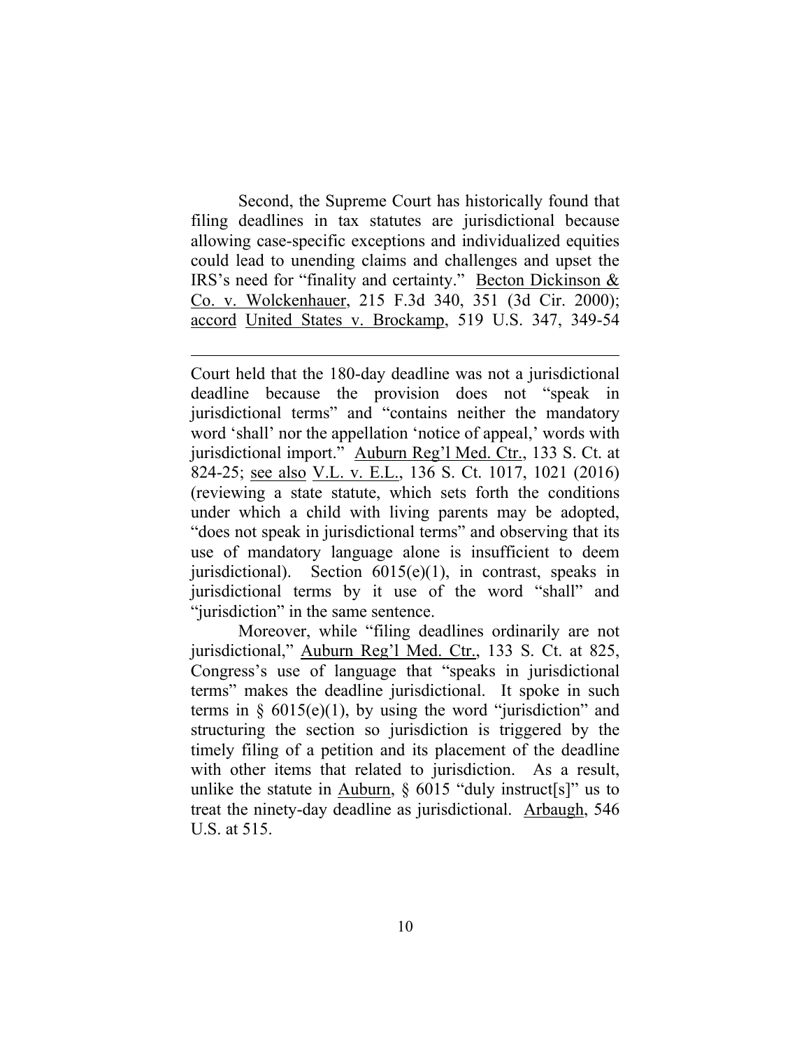Second, the Supreme Court has historically found that filing deadlines in tax statutes are jurisdictional because allowing case-specific exceptions and individualized equities could lead to unending claims and challenges and upset the IRS's need for "finality and certainty." Becton Dickinson & Co. v. Wolckenhauer, 215 F.3d 340, 351 (3d Cir. 2000); accord United States v. Brockamp, 519 U.S. 347, 349-54

---

Court held that the 180-day deadline was not a jurisdictional deadline because the provision does not "speak in jurisdictional terms" and "contains neither the mandatory word 'shall' nor the appellation 'notice of appeal,' words with jurisdictional import." Auburn Reg'l Med. Ctr., 133 S. Ct. at 824-25; see also V.L. v. E.L., 136 S. Ct. 1017, 1021 (2016) (reviewing a state statute, which sets forth the conditions under which a child with living parents may be adopted, "does not speak in jurisdictional terms" and observing that its use of mandatory language alone is insufficient to deem jurisdictional). Section 6015(e)(1), in contrast, speaks in jurisdictional terms by it use of the word "shall" and "jurisdiction" in the same sentence.

Moreover, while "filing deadlines ordinarily are not jurisdictional," Auburn Reg'l Med. Ctr., 133 S. Ct. at 825, Congress's use of language that "speaks in jurisdictional terms" makes the deadline jurisdictional. It spoke in such terms in § 6015(e)(1), by using the word "jurisdiction" and structuring the section so jurisdiction is triggered by the timely filing of a petition and its placement of the deadline with other items that related to jurisdiction. As a result, unlike the statute in Auburn, § 6015 "duly instruct[s]" us to treat the ninety-day deadline as jurisdictional. Arbaugh, 546 U.S. at 515.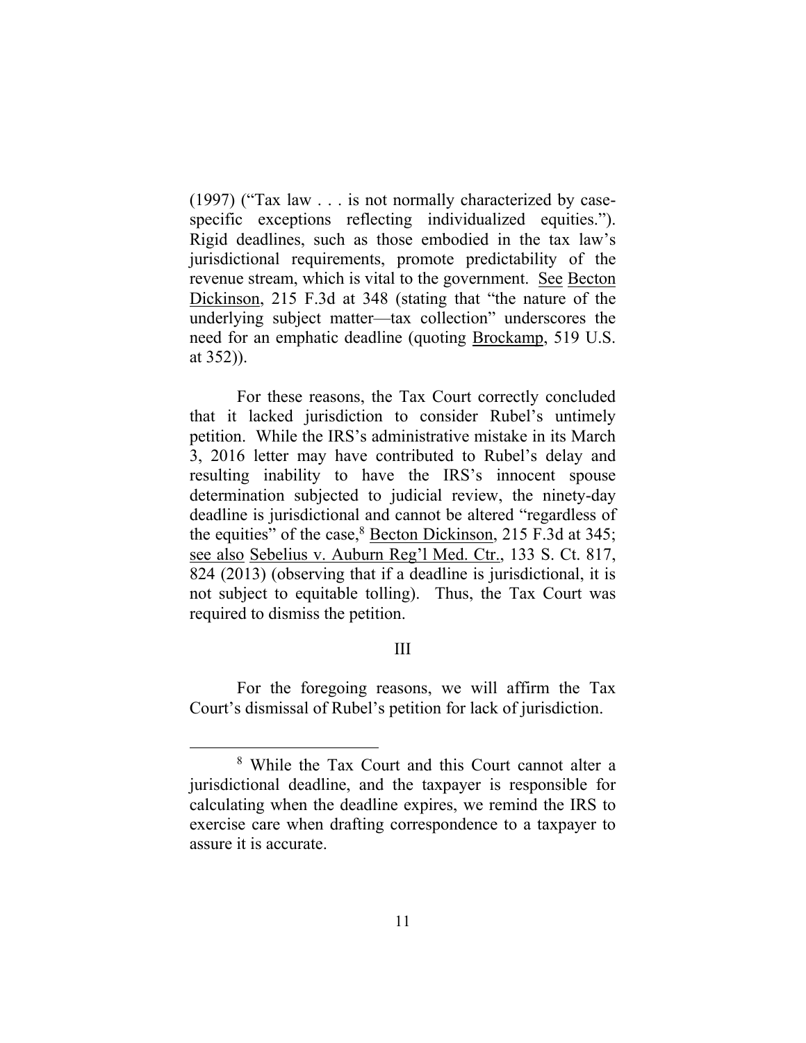(1997) ("Tax law . . . is not normally characterized by case-specific exceptions reflecting individualized equities."). Rigid deadlines, such as those embodied in the tax law's jurisdictional requirements, promote predictability of the revenue stream, which is vital to the government. See Becton Dickinson, 215 F.3d at 348 (stating that "the nature of the underlying subject matter—tax collection" underscores the need for an emphatic deadline (quoting Brockamp, 519 U.S. at 352)).

For these reasons, the Tax Court correctly concluded that it lacked jurisdiction to consider Rubel's untimely petition. While the IRS's administrative mistake in its March 3, 2016 letter may have contributed to Rubel's delay and resulting inability to have the IRS's innocent spouse determination subjected to judicial review, the ninety-day deadline is jurisdictional and cannot be altered "regardless of the equities" of the case,[8] Becton Dickinson, 215 F.3d at 345; see also Sebelius v. Auburn Reg'l Med. Ctr., 133 S. Ct. 817, 824 (2013) (observing that if a deadline is jurisdictional, it is not subject to equitable tolling). Thus, the Tax Court was required to dismiss the petition.

## III

For the foregoing reasons, we will affirm the Tax Court's dismissal of Rubel's petition for lack of jurisdiction.

---

[8] While the Tax Court and this Court cannot alter a jurisdictional deadline, and the taxpayer is responsible for calculating when the deadline expires, we remind the IRS to exercise care when drafting correspondence to a taxpayer to assure it is accurate.